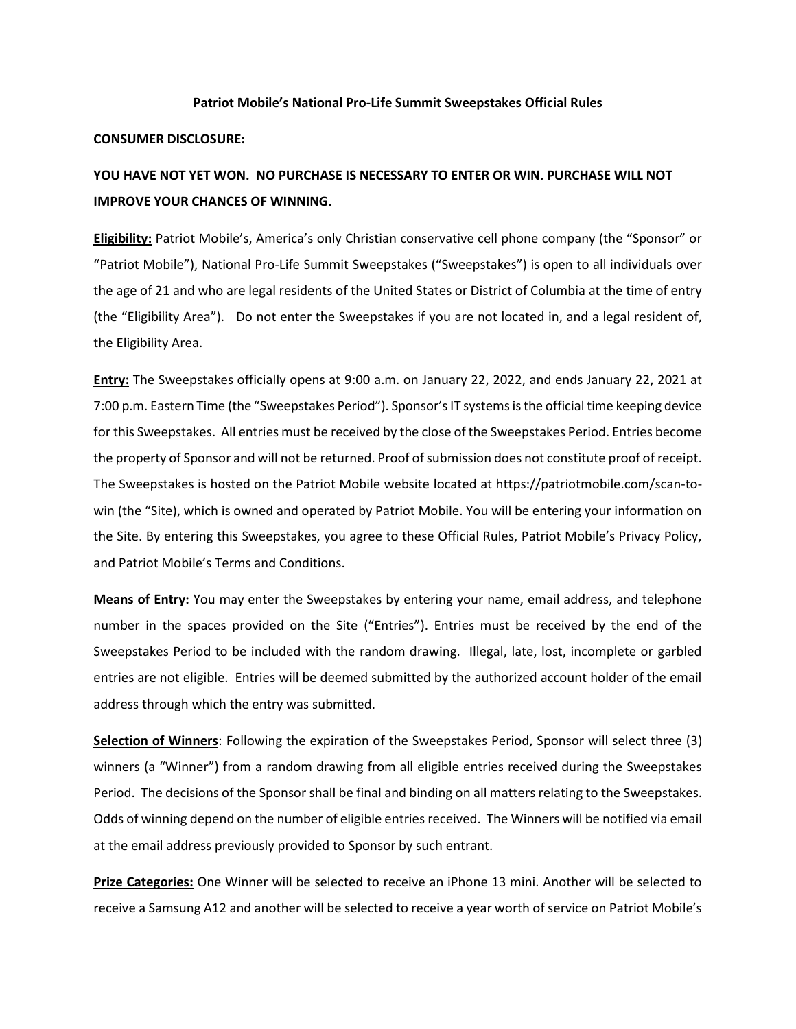**Patriot Mobile's National Pro-Life Summit Sweepstakes Official Rules**

**CONSUMER DISCLOSURE:**

**YOU HAVE NOT YET WON. NO PURCHASE IS NECESSARY TO ENTER OR WIN. PURCHASE WILL NOT IMPROVE YOUR CHANCES OF WINNING.**

**Eligibility:** Patriot Mobile's, America's only Christian conservative cell phone company (the "Sponsor" or "Patriot Mobile"), National Pro-Life Summit Sweepstakes ("Sweepstakes") is open to all individuals over the age of 21 and who are legal residents of the United States or District of Columbia at the time of entry (the "Eligibility Area"). Do not enter the Sweepstakes if you are not located in, and a legal resident of, the Eligibility Area.

**Entry:** The Sweepstakes officially opens at 9:00 a.m. on January 22, 2022, and ends January 22, 2021 at 7:00 p.m. Eastern Time (the "Sweepstakes Period"). Sponsor's IT systems is the official time keeping device for this Sweepstakes. All entries must be received by the close of the Sweepstakes Period. Entries become the property of Sponsor and will not be returned. Proof of submission does not constitute proof of receipt. The Sweepstakes is hosted on the Patriot Mobile website located at https://patriotmobile.com/scan-to-win (the "Site), which is owned and operated by Patriot Mobile. You will be entering your information on the Site. By entering this Sweepstakes, you agree to these Official Rules, Patriot Mobile's Privacy Policy, and Patriot Mobile's Terms and Conditions.

**Means of Entry:** You may enter the Sweepstakes by entering your name, email address, and telephone number in the spaces provided on the Site ("Entries"). Entries must be received by the end of the Sweepstakes Period to be included with the random drawing. Illegal, late, lost, incomplete or garbled entries are not eligible. Entries will be deemed submitted by the authorized account holder of the email address through which the entry was submitted.

**Selection of Winners**: Following the expiration of the Sweepstakes Period, Sponsor will select three (3) winners (a "Winner") from a random drawing from all eligible entries received during the Sweepstakes Period. The decisions of the Sponsor shall be final and binding on all matters relating to the Sweepstakes. Odds of winning depend on the number of eligible entries received. The Winners will be notified via email at the email address previously provided to Sponsor by such entrant.

**Prize Categories:** One Winner will be selected to receive an iPhone 13 mini. Another will be selected to receive a Samsung A12 and another will be selected to receive a year worth of service on Patriot Mobile's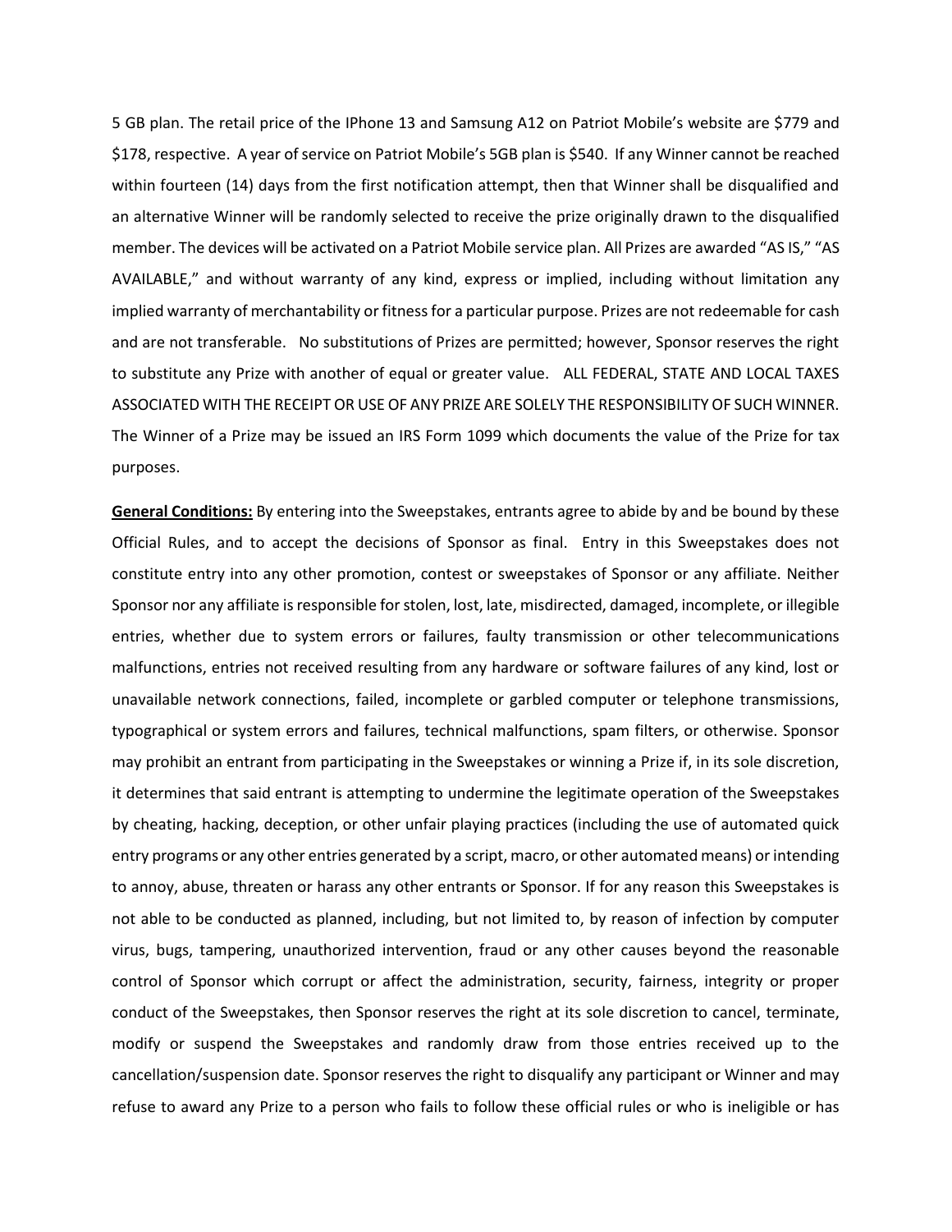5 GB plan. The retail price of the IPhone 13 and Samsung A12 on Patriot Mobile's website are $779 and $178, respective. A year of service on Patriot Mobile's 5GB plan is $540. If any Winner cannot be reached within fourteen (14) days from the first notification attempt, then that Winner shall be disqualified and an alternative Winner will be randomly selected to receive the prize originally drawn to the disqualified member. The devices will be activated on a Patriot Mobile service plan. All Prizes are awarded "AS IS," "AS AVAILABLE," and without warranty of any kind, express or implied, including without limitation any implied warranty of merchantability or fitness for a particular purpose. Prizes are not redeemable for cash and are not transferable. No substitutions of Prizes are permitted; however, Sponsor reserves the right to substitute any Prize with another of equal or greater value. ALL FEDERAL, STATE AND LOCAL TAXES ASSOCIATED WITH THE RECEIPT OR USE OF ANY PRIZE ARE SOLELY THE RESPONSIBILITY OF SUCH WINNER. The Winner of a Prize may be issued an IRS Form 1099 which documents the value of the Prize for tax purposes.

**General Conditions:** By entering into the Sweepstakes, entrants agree to abide by and be bound by these Official Rules, and to accept the decisions of Sponsor as final. Entry in this Sweepstakes does not constitute entry into any other promotion, contest or sweepstakes of Sponsor or any affiliate. Neither Sponsor nor any affiliate is responsible for stolen, lost, late, misdirected, damaged, incomplete, or illegible entries, whether due to system errors or failures, faulty transmission or other telecommunications malfunctions, entries not received resulting from any hardware or software failures of any kind, lost or unavailable network connections, failed, incomplete or garbled computer or telephone transmissions, typographical or system errors and failures, technical malfunctions, spam filters, or otherwise. Sponsor may prohibit an entrant from participating in the Sweepstakes or winning a Prize if, in its sole discretion, it determines that said entrant is attempting to undermine the legitimate operation of the Sweepstakes by cheating, hacking, deception, or other unfair playing practices (including the use of automated quick entry programs or any other entries generated by a script, macro, or other automated means) or intending to annoy, abuse, threaten or harass any other entrants or Sponsor. If for any reason this Sweepstakes is not able to be conducted as planned, including, but not limited to, by reason of infection by computer virus, bugs, tampering, unauthorized intervention, fraud or any other causes beyond the reasonable control of Sponsor which corrupt or affect the administration, security, fairness, integrity or proper conduct of the Sweepstakes, then Sponsor reserves the right at its sole discretion to cancel, terminate, modify or suspend the Sweepstakes and randomly draw from those entries received up to the cancellation/suspension date. Sponsor reserves the right to disqualify any participant or Winner and may refuse to award any Prize to a person who fails to follow these official rules or who is ineligible or has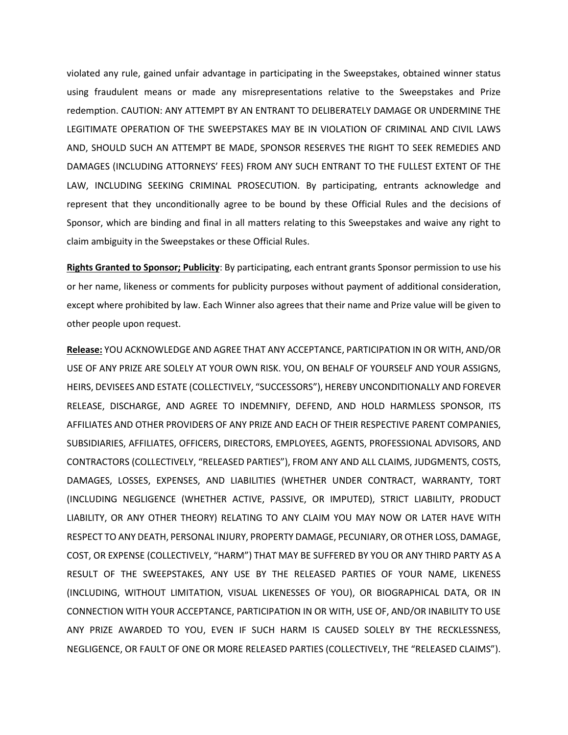violated any rule, gained unfair advantage in participating in the Sweepstakes, obtained winner status using fraudulent means or made any misrepresentations relative to the Sweepstakes and Prize redemption. CAUTION: ANY ATTEMPT BY AN ENTRANT TO DELIBERATELY DAMAGE OR UNDERMINE THE LEGITIMATE OPERATION OF THE SWEEPSTAKES MAY BE IN VIOLATION OF CRIMINAL AND CIVIL LAWS AND, SHOULD SUCH AN ATTEMPT BE MADE, SPONSOR RESERVES THE RIGHT TO SEEK REMEDIES AND DAMAGES (INCLUDING ATTORNEYS' FEES) FROM ANY SUCH ENTRANT TO THE FULLEST EXTENT OF THE LAW, INCLUDING SEEKING CRIMINAL PROSECUTION. By participating, entrants acknowledge and represent that they unconditionally agree to be bound by these Official Rules and the decisions of Sponsor, which are binding and final in all matters relating to this Sweepstakes and waive any right to claim ambiguity in the Sweepstakes or these Official Rules.

**Rights Granted to Sponsor; Publicity**: By participating, each entrant grants Sponsor permission to use his or her name, likeness or comments for publicity purposes without payment of additional consideration, except where prohibited by law. Each Winner also agrees that their name and Prize value will be given to other people upon request.

**Release:** YOU ACKNOWLEDGE AND AGREE THAT ANY ACCEPTANCE, PARTICIPATION IN OR WITH, AND/OR USE OF ANY PRIZE ARE SOLELY AT YOUR OWN RISK. YOU, ON BEHALF OF YOURSELF AND YOUR ASSIGNS, HEIRS, DEVISEES AND ESTATE (COLLECTIVELY, "SUCCESSORS"), HEREBY UNCONDITIONALLY AND FOREVER RELEASE, DISCHARGE, AND AGREE TO INDEMNIFY, DEFEND, AND HOLD HARMLESS SPONSOR, ITS AFFILIATES AND OTHER PROVIDERS OF ANY PRIZE AND EACH OF THEIR RESPECTIVE PARENT COMPANIES, SUBSIDIARIES, AFFILIATES, OFFICERS, DIRECTORS, EMPLOYEES, AGENTS, PROFESSIONAL ADVISORS, AND CONTRACTORS (COLLECTIVELY, "RELEASED PARTIES"), FROM ANY AND ALL CLAIMS, JUDGMENTS, COSTS, DAMAGES, LOSSES, EXPENSES, AND LIABILITIES (WHETHER UNDER CONTRACT, WARRANTY, TORT (INCLUDING NEGLIGENCE (WHETHER ACTIVE, PASSIVE, OR IMPUTED), STRICT LIABILITY, PRODUCT LIABILITY, OR ANY OTHER THEORY) RELATING TO ANY CLAIM YOU MAY NOW OR LATER HAVE WITH RESPECT TO ANY DEATH, PERSONAL INJURY, PROPERTY DAMAGE, PECUNIARY, OR OTHER LOSS, DAMAGE, COST, OR EXPENSE (COLLECTIVELY, "HARM") THAT MAY BE SUFFERED BY YOU OR ANY THIRD PARTY AS A RESULT OF THE SWEEPSTAKES, ANY USE BY THE RELEASED PARTIES OF YOUR NAME, LIKENESS (INCLUDING, WITHOUT LIMITATION, VISUAL LIKENESSES OF YOU), OR BIOGRAPHICAL DATA, OR IN CONNECTION WITH YOUR ACCEPTANCE, PARTICIPATION IN OR WITH, USE OF, AND/OR INABILITY TO USE ANY PRIZE AWARDED TO YOU, EVEN IF SUCH HARM IS CAUSED SOLELY BY THE RECKLESSNESS, NEGLIGENCE, OR FAULT OF ONE OR MORE RELEASED PARTIES (COLLECTIVELY, THE "RELEASED CLAIMS").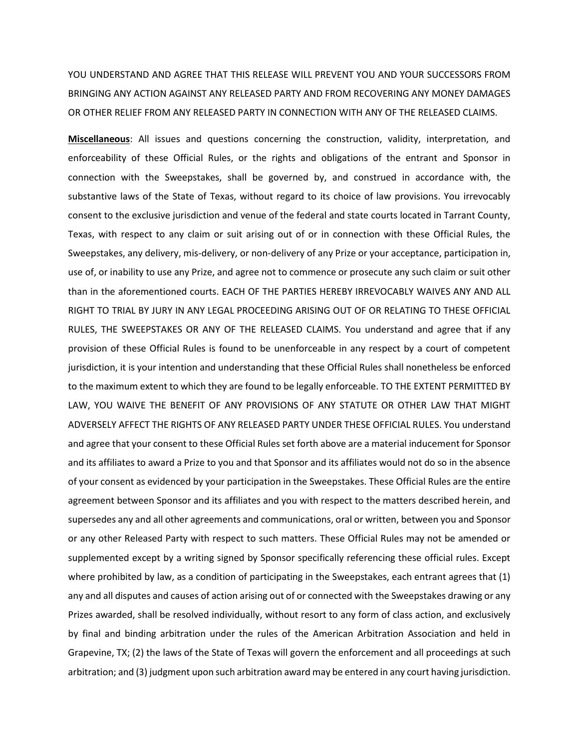YOU UNDERSTAND AND AGREE THAT THIS RELEASE WILL PREVENT YOU AND YOUR SUCCESSORS FROM BRINGING ANY ACTION AGAINST ANY RELEASED PARTY AND FROM RECOVERING ANY MONEY DAMAGES OR OTHER RELIEF FROM ANY RELEASED PARTY IN CONNECTION WITH ANY OF THE RELEASED CLAIMS.

**Miscellaneous**: All issues and questions concerning the construction, validity, interpretation, and enforceability of these Official Rules, or the rights and obligations of the entrant and Sponsor in connection with the Sweepstakes, shall be governed by, and construed in accordance with, the substantive laws of the State of Texas, without regard to its choice of law provisions. You irrevocably consent to the exclusive jurisdiction and venue of the federal and state courts located in Tarrant County, Texas, with respect to any claim or suit arising out of or in connection with these Official Rules, the Sweepstakes, any delivery, mis-delivery, or non-delivery of any Prize or your acceptance, participation in, use of, or inability to use any Prize, and agree not to commence or prosecute any such claim or suit other than in the aforementioned courts. EACH OF THE PARTIES HEREBY IRREVOCABLY WAIVES ANY AND ALL RIGHT TO TRIAL BY JURY IN ANY LEGAL PROCEEDING ARISING OUT OF OR RELATING TO THESE OFFICIAL RULES, THE SWEEPSTAKES OR ANY OF THE RELEASED CLAIMS. You understand and agree that if any provision of these Official Rules is found to be unenforceable in any respect by a court of competent jurisdiction, it is your intention and understanding that these Official Rules shall nonetheless be enforced to the maximum extent to which they are found to be legally enforceable. TO THE EXTENT PERMITTED BY LAW, YOU WAIVE THE BENEFIT OF ANY PROVISIONS OF ANY STATUTE OR OTHER LAW THAT MIGHT ADVERSELY AFFECT THE RIGHTS OF ANY RELEASED PARTY UNDER THESE OFFICIAL RULES. You understand and agree that your consent to these Official Rules set forth above are a material inducement for Sponsor and its affiliates to award a Prize to you and that Sponsor and its affiliates would not do so in the absence of your consent as evidenced by your participation in the Sweepstakes. These Official Rules are the entire agreement between Sponsor and its affiliates and you with respect to the matters described herein, and supersedes any and all other agreements and communications, oral or written, between you and Sponsor or any other Released Party with respect to such matters. These Official Rules may not be amended or supplemented except by a writing signed by Sponsor specifically referencing these official rules. Except where prohibited by law, as a condition of participating in the Sweepstakes, each entrant agrees that (1) any and all disputes and causes of action arising out of or connected with the Sweepstakes drawing or any Prizes awarded, shall be resolved individually, without resort to any form of class action, and exclusively by final and binding arbitration under the rules of the American Arbitration Association and held in Grapevine, TX; (2) the laws of the State of Texas will govern the enforcement and all proceedings at such arbitration; and (3) judgment upon such arbitration award may be entered in any court having jurisdiction.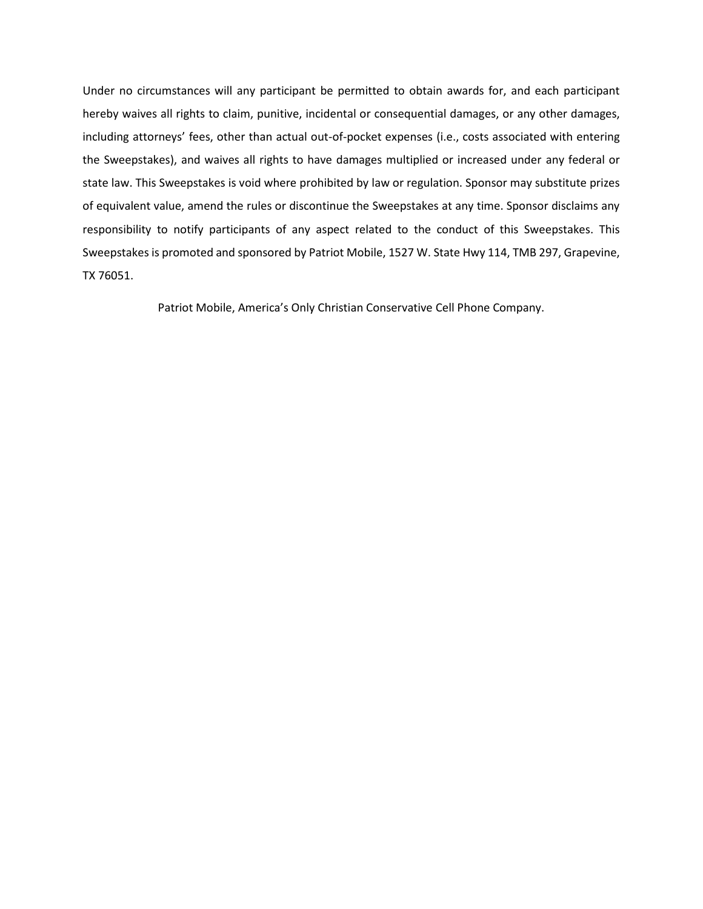Under no circumstances will any participant be permitted to obtain awards for, and each participant hereby waives all rights to claim, punitive, incidental or consequential damages, or any other damages, including attorneys' fees, other than actual out-of-pocket expenses (i.e., costs associated with entering the Sweepstakes), and waives all rights to have damages multiplied or increased under any federal or state law. This Sweepstakes is void where prohibited by law or regulation. Sponsor may substitute prizes of equivalent value, amend the rules or discontinue the Sweepstakes at any time. Sponsor disclaims any responsibility to notify participants of any aspect related to the conduct of this Sweepstakes. This Sweepstakes is promoted and sponsored by Patriot Mobile, 1527 W. State Hwy 114, TMB 297, Grapevine, TX 76051.

Patriot Mobile, America's Only Christian Conservative Cell Phone Company.